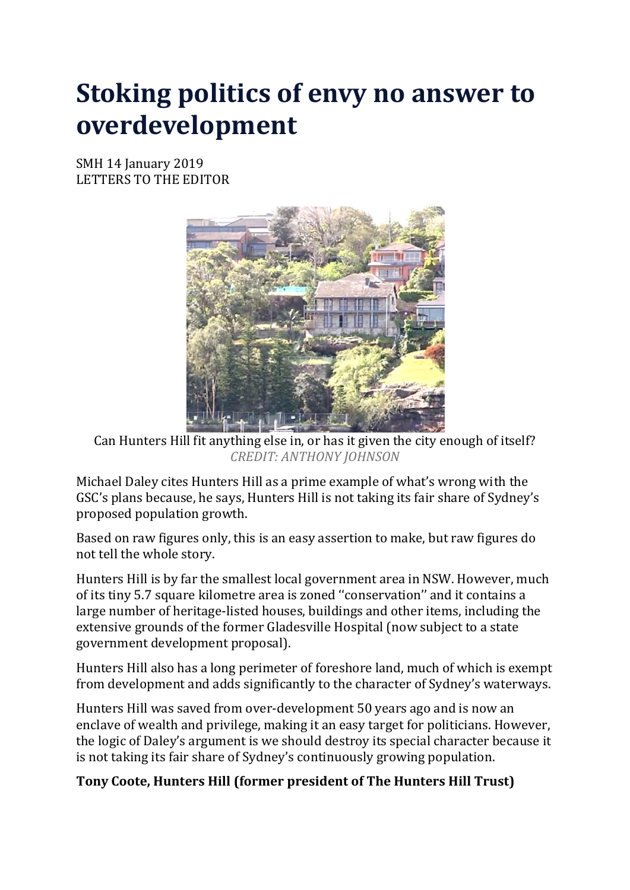# Stoking politics of envy no answer to overdevelopment

SMH 14 January 2019
LETTERS TO THE EDITOR

Can Hunters Hill fit anything else in, or has it given the city enough of itself?
*CREDIT: ANTHONY JOHNSON*

Michael Daley cites Hunters Hill as a prime example of what's wrong with the GSC's plans because, he says, Hunters Hill is not taking its fair share of Sydney's proposed population growth.

Based on raw figures only, this is an easy assertion to make, but raw figures do not tell the whole story.

Hunters Hill is by far the smallest local government area in NSW. However, much of its tiny 5.7 square kilometre area is zoned ''conservation'' and it contains a large number of heritage-listed houses, buildings and other items, including the extensive grounds of the former Gladesville Hospital (now subject to a state government development proposal).

Hunters Hill also has a long perimeter of foreshore land, much of which is exempt from development and adds significantly to the character of Sydney's waterways.

Hunters Hill was saved from over-development 50 years ago and is now an enclave of wealth and privilege, making it an easy target for politicians. However, the logic of Daley's argument is we should destroy its special character because it is not taking its fair share of Sydney's continuously growing population.

**Tony Coote, Hunters Hill (former president of The Hunters Hill Trust)**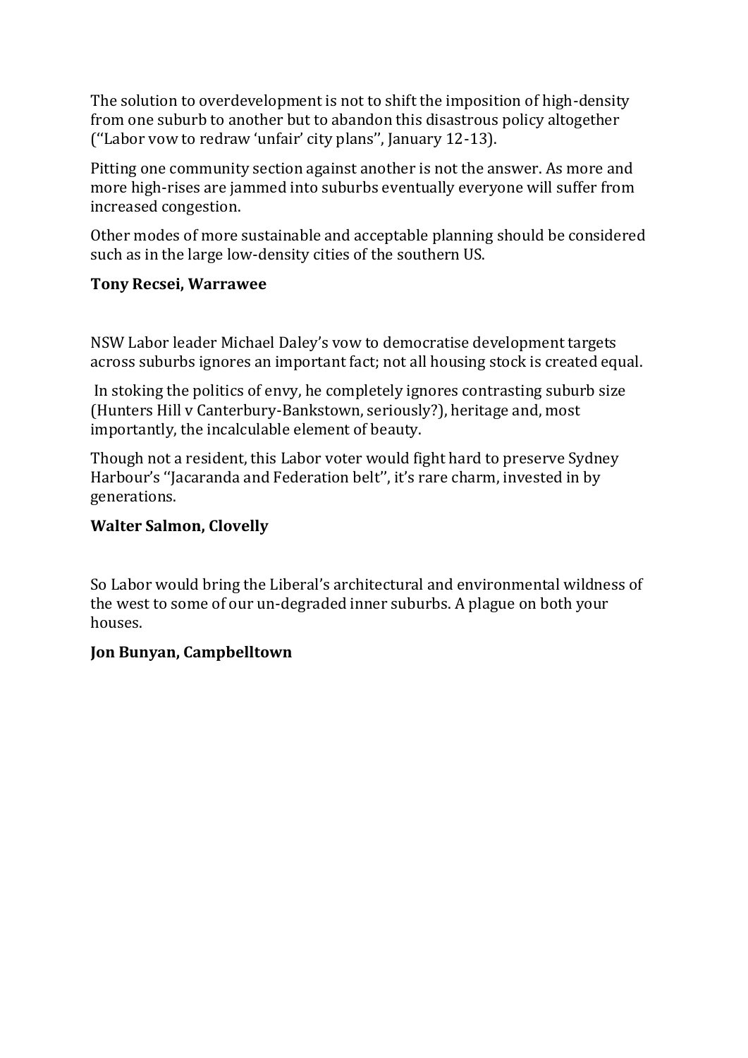The solution to overdevelopment is not to shift the imposition of high-density from one suburb to another but to abandon this disastrous policy altogether (''Labor vow to redraw 'unfair' city plans'', January 12-13).

Pitting one community section against another is not the answer. As more and more high-rises are jammed into suburbs eventually everyone will suffer from increased congestion.

Other modes of more sustainable and acceptable planning should be considered such as in the large low-density cities of the southern US.

**Tony Recsei, Warrawee**

NSW Labor leader Michael Daley's vow to democratise development targets across suburbs ignores an important fact; not all housing stock is created equal.

In stoking the politics of envy, he completely ignores contrasting suburb size (Hunters Hill v Canterbury-Bankstown, seriously?), heritage and, most importantly, the incalculable element of beauty.

Though not a resident, this Labor voter would fight hard to preserve Sydney Harbour's ''Jacaranda and Federation belt'', it's rare charm, invested in by generations.

**Walter Salmon, Clovelly**

So Labor would bring the Liberal's architectural and environmental wildness of the west to some of our un-degraded inner suburbs. A plague on both your houses.

**Jon Bunyan, Campbelltown**